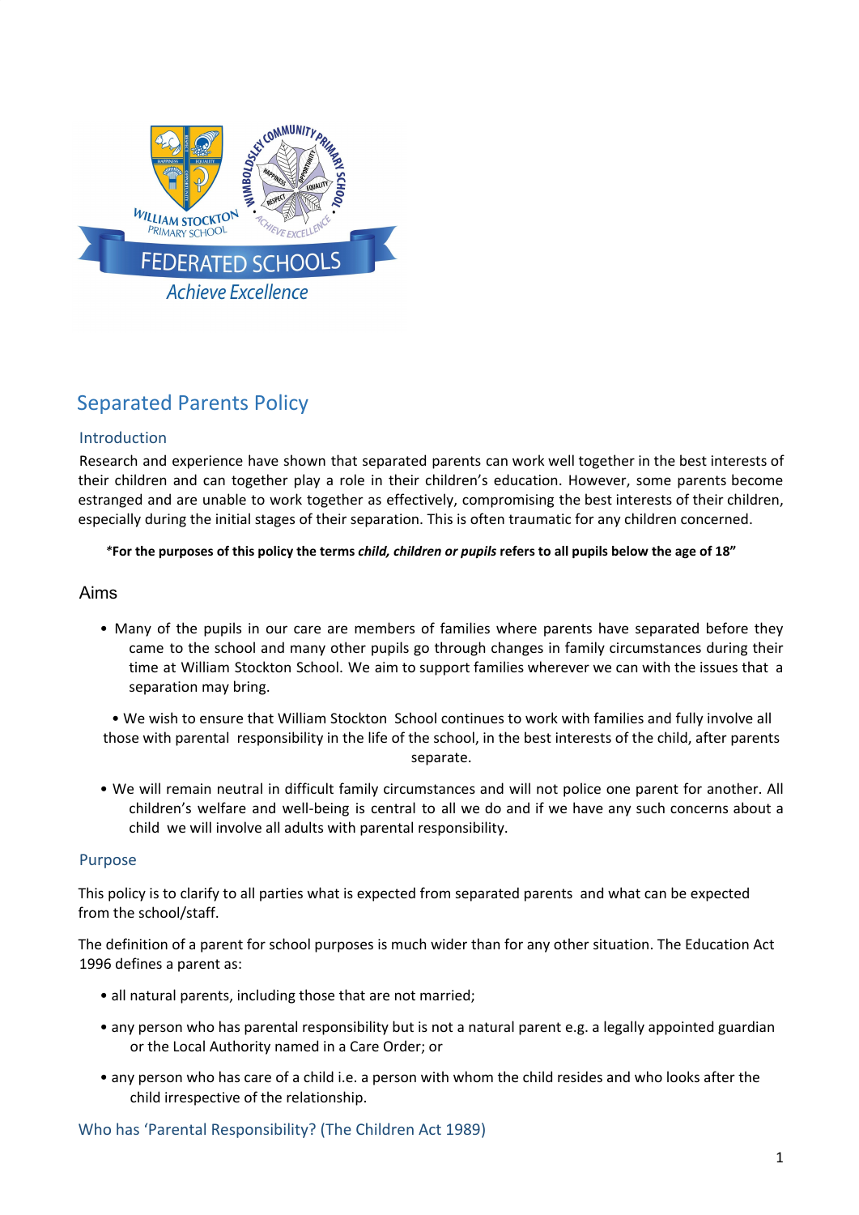# Separated Parents Policy

## Introduction

Research and experience have shown that separated parents can work well together in the best interests of their children and can together play a role in their children's education. However, some parents become estranged and are unable to work together as effectively, compromising the best interests of their children, especially during the initial stages of their separation. This is often traumatic for any children concerned.

**\*For the purposes of this policy the terms *child, children or pupils* refers to all pupils below the age of 18"**

## Aims

- Many of the pupils in our care are members of families where parents have separated before they came to the school and many other pupils go through changes in family circumstances during their time at William Stockton School. We aim to support families wherever we can with the issues that a separation may bring.
- We wish to ensure that William Stockton School continues to work with families and fully involve all those with parental responsibility in the life of the school, in the best interests of the child, after parents separate.
- We will remain neutral in difficult family circumstances and will not police one parent for another. All children's welfare and well-being is central to all we do and if we have any such concerns about a child we will involve all adults with parental responsibility.

## Purpose

This policy is to clarify to all parties what is expected from separated parents and what can be expected from the school/staff.

The definition of a parent for school purposes is much wider than for any other situation. The Education Act 1996 defines a parent as:

- all natural parents, including those that are not married;
- any person who has parental responsibility but is not a natural parent e.g. a legally appointed guardian or the Local Authority named in a Care Order; or
- any person who has care of a child i.e. a person with whom the child resides and who looks after the child irrespective of the relationship.

## Who has 'Parental Responsibility? (The Children Act 1989)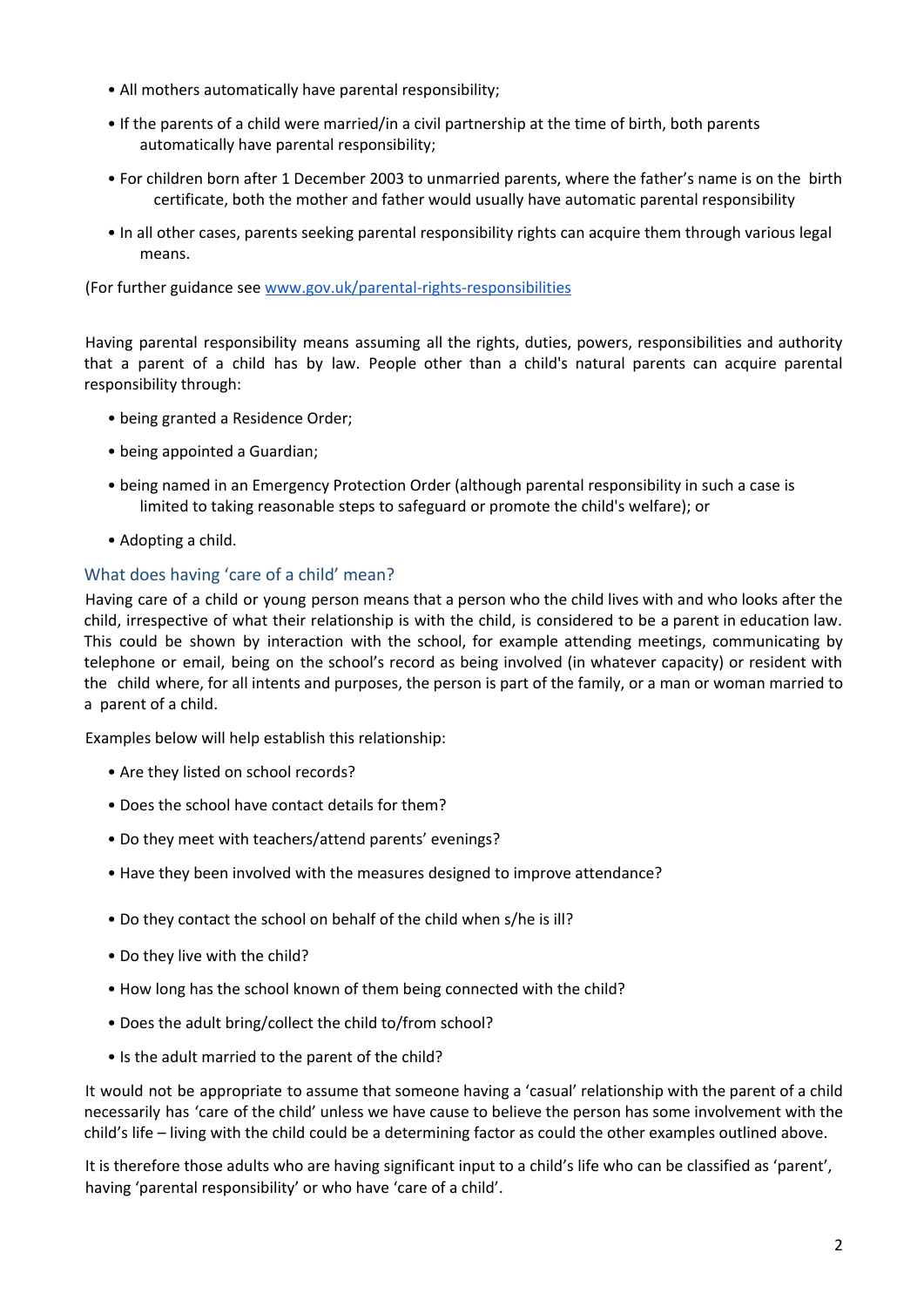- All mothers automatically have parental responsibility;
- If the parents of a child were married/in a civil partnership at the time of birth, both parents automatically have parental responsibility;
- For children born after 1 December 2003 to unmarried parents, where the father's name is on the birth certificate, both the mother and father would usually have automatic parental responsibility
- In all other cases, parents seeking parental responsibility rights can acquire them through various legal means.

(For further guidance see [www.gov.uk/parental-rights-responsibilities](http://www.gov.uk/parental-rights-responsibilities)

Having parental responsibility means assuming all the rights, duties, powers, responsibilities and authority that a parent of a child has by law. People other than a child's natural parents can acquire parental responsibility through:

- being granted a Residence Order;
- being appointed a Guardian;
- being named in an Emergency Protection Order (although parental responsibility in such a case is limited to taking reasonable steps to safeguard or promote the child's welfare); or
- Adopting a child.

## What does having 'care of a child' mean?

Having care of a child or young person means that a person who the child lives with and who looks after the child, irrespective of what their relationship is with the child, is considered to be a parent in education law. This could be shown by interaction with the school, for example attending meetings, communicating by telephone or email, being on the school's record as being involved (in whatever capacity) or resident with the child where, for all intents and purposes, the person is part of the family, or a man or woman married to a parent of a child.

Examples below will help establish this relationship:

- Are they listed on school records?
- Does the school have contact details for them?
- Do they meet with teachers/attend parents' evenings?
- Have they been involved with the measures designed to improve attendance?
- Do they contact the school on behalf of the child when s/he is ill?
- Do they live with the child?
- How long has the school known of them being connected with the child?
- Does the adult bring/collect the child to/from school?
- Is the adult married to the parent of the child?

It would not be appropriate to assume that someone having a 'casual' relationship with the parent of a child necessarily has 'care of the child' unless we have cause to believe the person has some involvement with the child's life – living with the child could be a determining factor as could the other examples outlined above.

It is therefore those adults who are having significant input to a child's life who can be classified as 'parent', having 'parental responsibility' or who have 'care of a child'.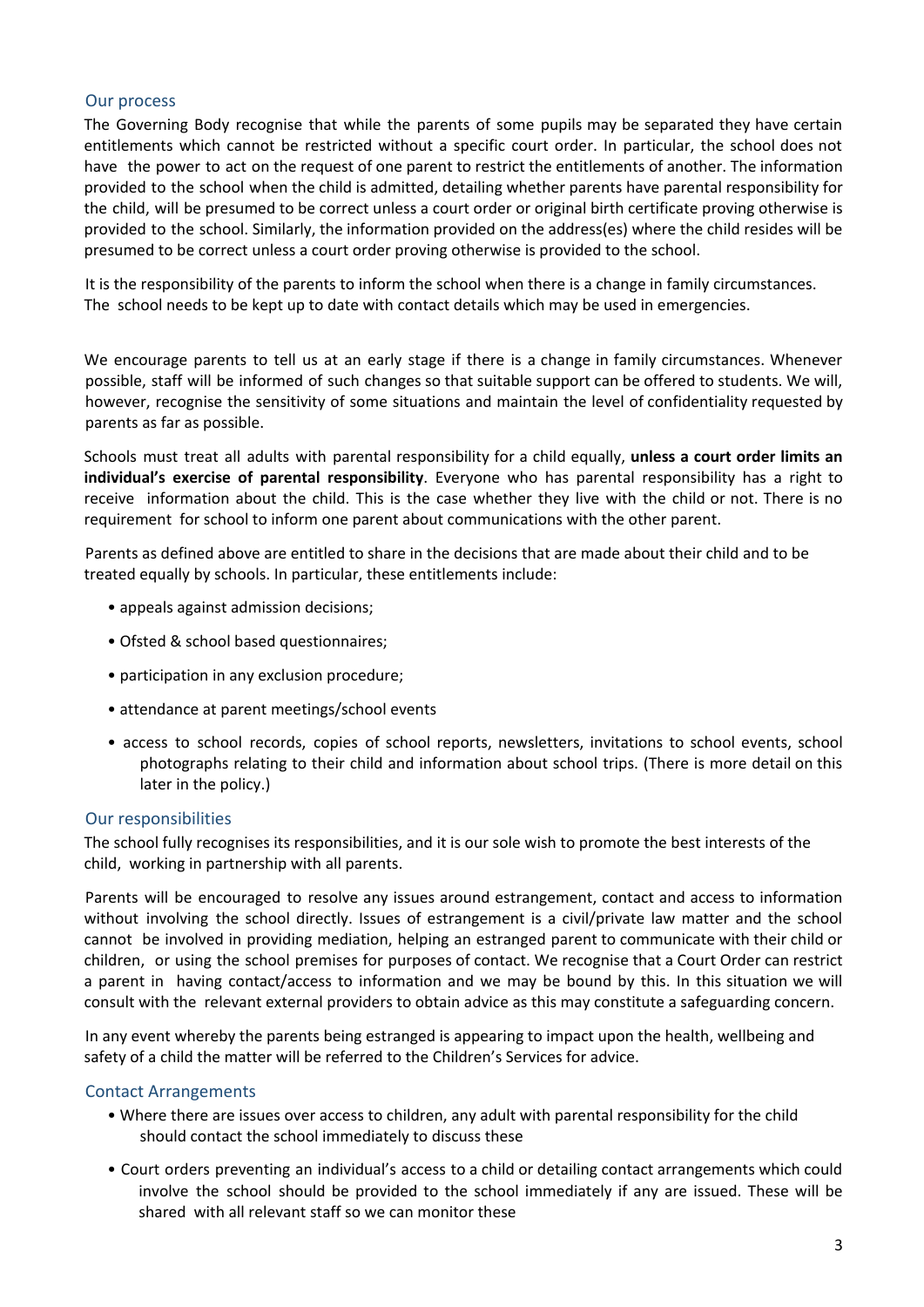## Our process

The Governing Body recognise that while the parents of some pupils may be separated they have certain entitlements which cannot be restricted without a specific court order. In particular, the school does not have the power to act on the request of one parent to restrict the entitlements of another. The information provided to the school when the child is admitted, detailing whether parents have parental responsibility for the child, will be presumed to be correct unless a court order or original birth certificate proving otherwise is provided to the school. Similarly, the information provided on the address(es) where the child resides will be presumed to be correct unless a court order proving otherwise is provided to the school.

It is the responsibility of the parents to inform the school when there is a change in family circumstances. The school needs to be kept up to date with contact details which may be used in emergencies.

We encourage parents to tell us at an early stage if there is a change in family circumstances. Whenever possible, staff will be informed of such changes so that suitable support can be offered to students. We will, however, recognise the sensitivity of some situations and maintain the level of confidentiality requested by parents as far as possible.

Schools must treat all adults with parental responsibility for a child equally, **unless a court order limits an individual's exercise of parental responsibility**. Everyone who has parental responsibility has a right to receive information about the child. This is the case whether they live with the child or not. There is no requirement for school to inform one parent about communications with the other parent.

Parents as defined above are entitled to share in the decisions that are made about their child and to be treated equally by schools. In particular, these entitlements include:

- appeals against admission decisions;
- Ofsted & school based questionnaires;
- participation in any exclusion procedure;
- attendance at parent meetings/school events
- access to school records, copies of school reports, newsletters, invitations to school events, school photographs relating to their child and information about school trips. (There is more detail on this later in the policy.)

## Our responsibilities

The school fully recognises its responsibilities, and it is our sole wish to promote the best interests of the child, working in partnership with all parents.

Parents will be encouraged to resolve any issues around estrangement, contact and access to information without involving the school directly. Issues of estrangement is a civil/private law matter and the school cannot be involved in providing mediation, helping an estranged parent to communicate with their child or children, or using the school premises for purposes of contact. We recognise that a Court Order can restrict a parent in having contact/access to information and we may be bound by this. In this situation we will consult with the relevant external providers to obtain advice as this may constitute a safeguarding concern.

In any event whereby the parents being estranged is appearing to impact upon the health, wellbeing and safety of a child the matter will be referred to the Children's Services for advice.

## Contact Arrangements

- Where there are issues over access to children, any adult with parental responsibility for the child should contact the school immediately to discuss these
- Court orders preventing an individual's access to a child or detailing contact arrangements which could involve the school should be provided to the school immediately if any are issued. These will be shared with all relevant staff so we can monitor these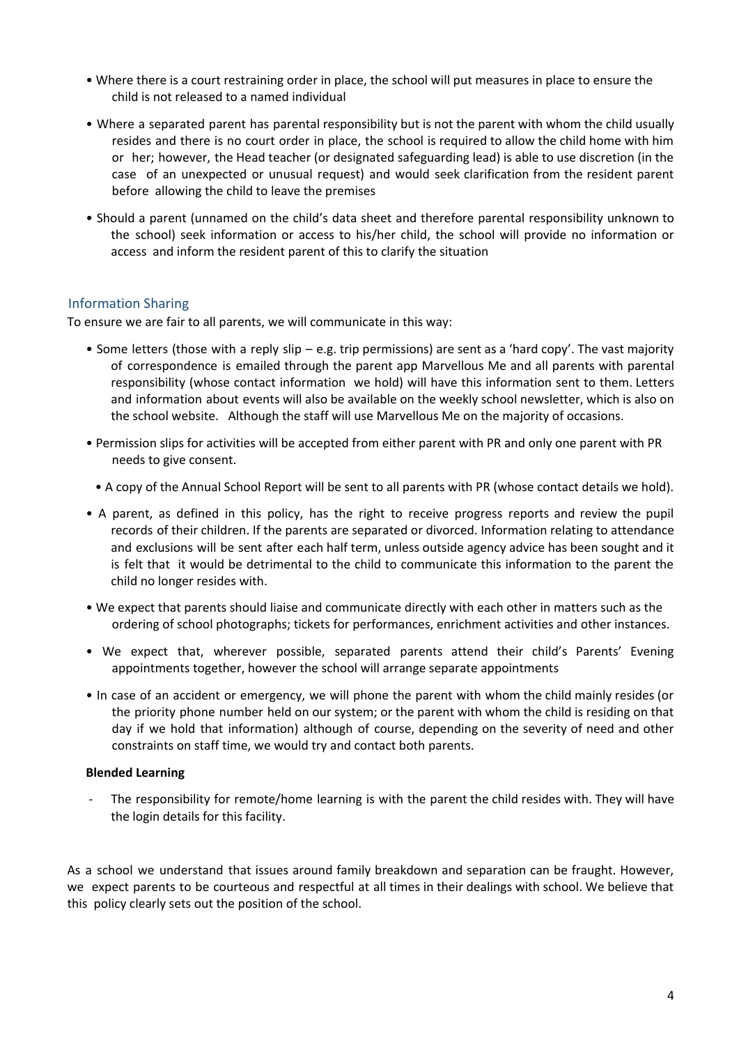- Where there is a court restraining order in place, the school will put measures in place to ensure the child is not released to a named individual

- Where a separated parent has parental responsibility but is not the parent with whom the child usually resides and there is no court order in place, the school is required to allow the child home with him or her; however, the Head teacher (or designated safeguarding lead) is able to use discretion (in the case of an unexpected or unusual request) and would seek clarification from the resident parent before allowing the child to leave the premises

- Should a parent (unnamed on the child's data sheet and therefore parental responsibility unknown to the school) seek information or access to his/her child, the school will provide no information or access and inform the resident parent of this to clarify the situation

## Information Sharing

To ensure we are fair to all parents, we will communicate in this way:

- Some letters (those with a reply slip – e.g. trip permissions) are sent as a 'hard copy'. The vast majority of correspondence is emailed through the parent app Marvellous Me and all parents with parental responsibility (whose contact information we hold) will have this information sent to them. Letters and information about events will also be available on the weekly school newsletter, which is also on the school website. Although the staff will use Marvellous Me on the majority of occasions.

- Permission slips for activities will be accepted from either parent with PR and only one parent with PR needs to give consent.

- A copy of the Annual School Report will be sent to all parents with PR (whose contact details we hold).

- A parent, as defined in this policy, has the right to receive progress reports and review the pupil records of their children. If the parents are separated or divorced. Information relating to attendance and exclusions will be sent after each half term, unless outside agency advice has been sought and it is felt that it would be detrimental to the child to communicate this information to the parent the child no longer resides with.

- We expect that parents should liaise and communicate directly with each other in matters such as the ordering of school photographs; tickets for performances, enrichment activities and other instances.

- We expect that, wherever possible, separated parents attend their child's Parents' Evening appointments together, however the school will arrange separate appointments

- In case of an accident or emergency, we will phone the parent with whom the child mainly resides (or the priority phone number held on our system; or the parent with whom the child is residing on that day if we hold that information) although of course, depending on the severity of need and other constraints on staff time, we would try and contact both parents.

**Blended Learning**

- The responsibility for remote/home learning is with the parent the child resides with. They will have the login details for this facility.

As a school we understand that issues around family breakdown and separation can be fraught. However, we expect parents to be courteous and respectful at all times in their dealings with school. We believe that this policy clearly sets out the position of the school.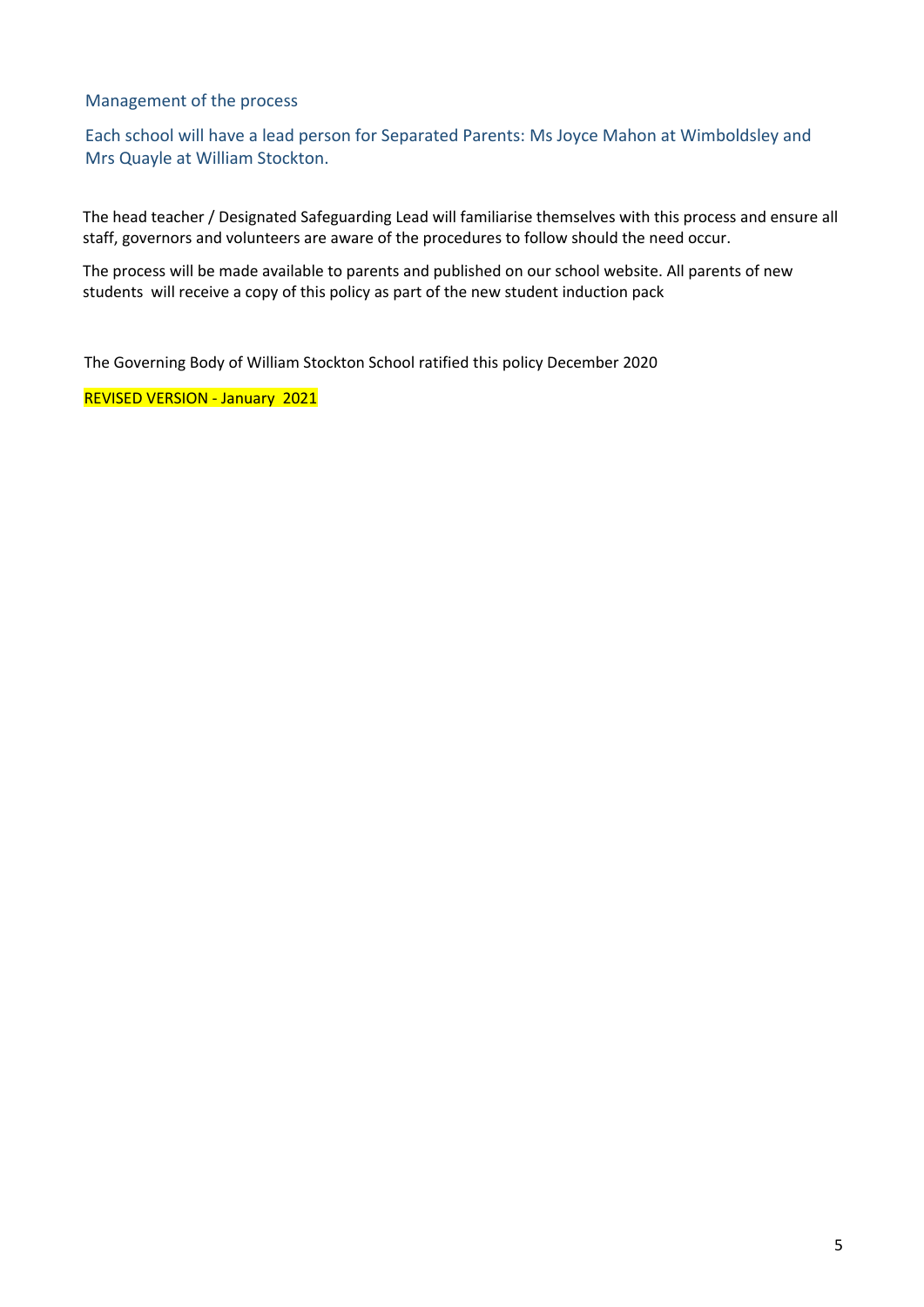## Management of the process

Each school will have a lead person for Separated Parents: Ms Joyce Mahon at Wimboldsley and Mrs Quayle at William Stockton.

The head teacher / Designated Safeguarding Lead will familiarise themselves with this process and ensure all staff, governors and volunteers are aware of the procedures to follow should the need occur.

The process will be made available to parents and published on our school website. All parents of new students will receive a copy of this policy as part of the new student induction pack

The Governing Body of William Stockton School ratified this policy December 2020

REVISED VERSION - January 2021